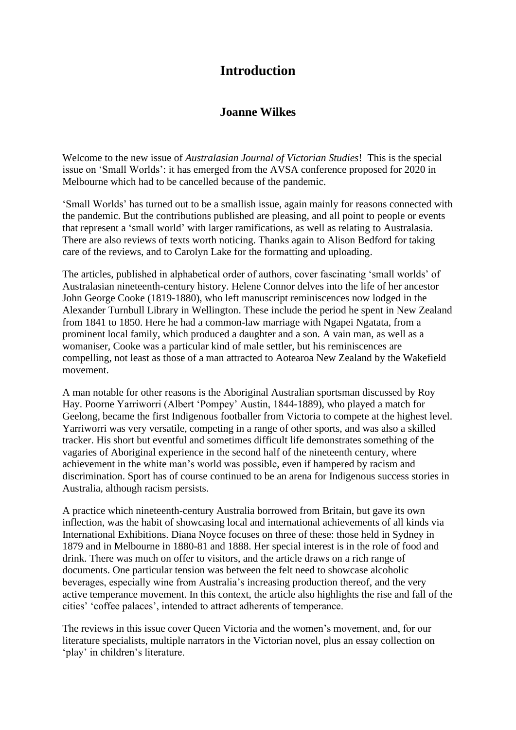# Introduction

## Joanne Wilkes

Welcome to the new issue of *Australasian Journal of Victorian Studies*! This is the special issue on 'Small Worlds': it has emerged from the AVSA conference proposed for 2020 in Melbourne which had to be cancelled because of the pandemic.

'Small Worlds' has turned out to be a smallish issue, again mainly for reasons connected with the pandemic. But the contributions published are pleasing, and all point to people or events that represent a 'small world' with larger ramifications, as well as relating to Australasia. There are also reviews of texts worth noticing. Thanks again to Alison Bedford for taking care of the reviews, and to Carolyn Lake for the formatting and uploading.

The articles, published in alphabetical order of authors, cover fascinating 'small worlds' of Australasian nineteenth-century history. Helene Connor delves into the life of her ancestor John George Cooke (1819-1880), who left manuscript reminiscences now lodged in the Alexander Turnbull Library in Wellington. These include the period he spent in New Zealand from 1841 to 1850. Here he had a common-law marriage with Ngapei Ngatata, from a prominent local family, which produced a daughter and a son. A vain man, as well as a womaniser, Cooke was a particular kind of male settler, but his reminiscences are compelling, not least as those of a man attracted to Aotearoa New Zealand by the Wakefield movement.

A man notable for other reasons is the Aboriginal Australian sportsman discussed by Roy Hay. Poorne Yarriworri (Albert 'Pompey' Austin, 1844-1889), who played a match for Geelong, became the first Indigenous footballer from Victoria to compete at the highest level. Yarriworri was very versatile, competing in a range of other sports, and was also a skilled tracker. His short but eventful and sometimes difficult life demonstrates something of the vagaries of Aboriginal experience in the second half of the nineteenth century, where achievement in the white man's world was possible, even if hampered by racism and discrimination. Sport has of course continued to be an arena for Indigenous success stories in Australia, although racism persists.

A practice which nineteenth-century Australia borrowed from Britain, but gave its own inflection, was the habit of showcasing local and international achievements of all kinds via International Exhibitions. Diana Noyce focuses on three of these: those held in Sydney in 1879 and in Melbourne in 1880-81 and 1888. Her special interest is in the role of food and drink. There was much on offer to visitors, and the article draws on a rich range of documents. One particular tension was between the felt need to showcase alcoholic beverages, especially wine from Australia's increasing production thereof, and the very active temperance movement. In this context, the article also highlights the rise and fall of the cities' 'coffee palaces', intended to attract adherents of temperance.

The reviews in this issue cover Queen Victoria and the women's movement, and, for our literature specialists, multiple narrators in the Victorian novel, plus an essay collection on 'play' in children's literature.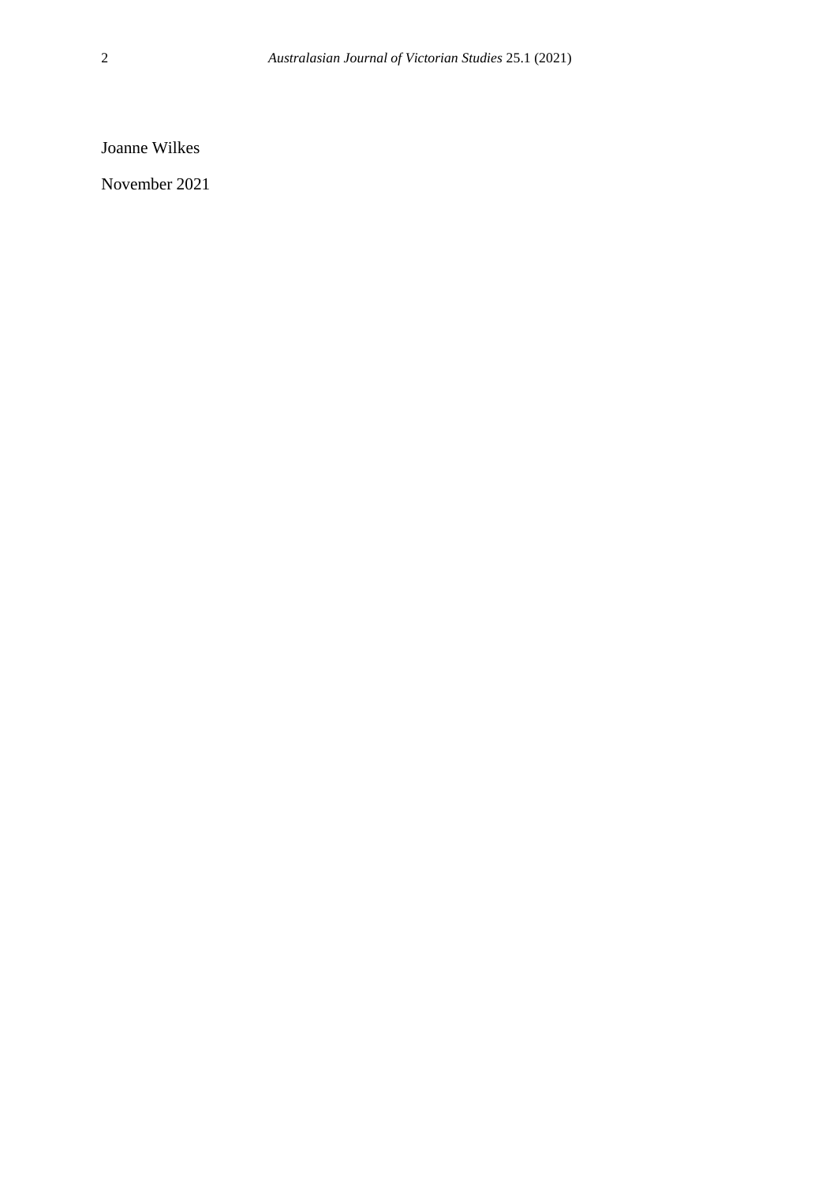Joanne Wilkes

November 2021